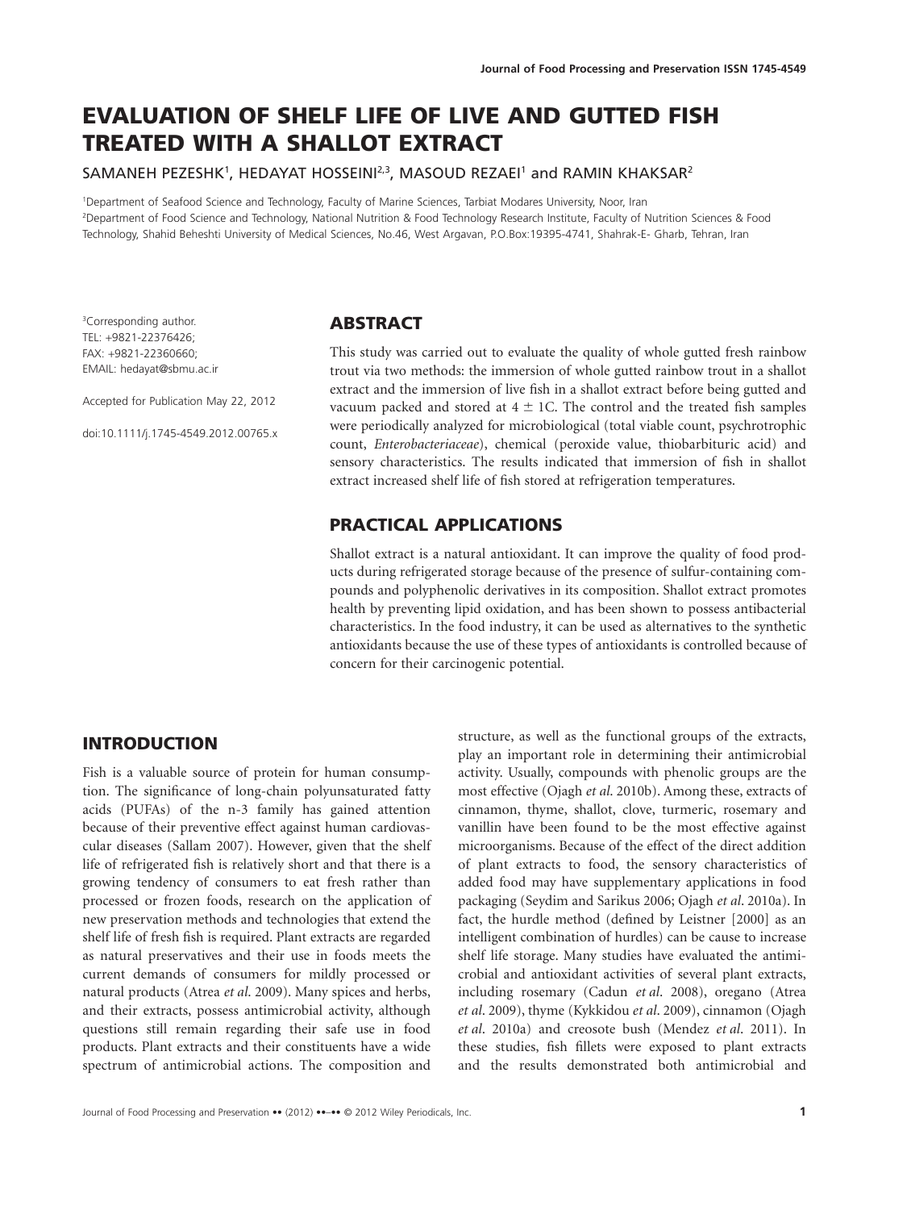# EVALUATION OF SHELF LIFE OF LIVE AND GUTTED FISH TREATED WITH A SHALLOT EXTRACT

SAMANEH PEZESHK[1], HEDAYAT HOSSEINI[2,3], MASOUD REZAEI[1] and RAMIN KHAKSAR[2]

[1]Department of Seafood Science and Technology, Faculty of Marine Sciences, Tarbiat Modares University, Noor, Iran

[2]Department of Food Science and Technology, National Nutrition & Food Technology Research Institute, Faculty of Nutrition Sciences & Food Technology, Shahid Beheshti University of Medical Sciences, No.46, West Argavan, P.O.Box:19395-4741, Shahrak-E- Gharb, Tehran, Iran

[3]Corresponding author.
TEL: +9821-22376426;
FAX: +9821-22360660;
EMAIL: hedayat@sbmu.ac.ir

Accepted for Publication May 22, 2012

doi:10.1111/j.1745-4549.2012.00765.x

## ABSTRACT

This study was carried out to evaluate the quality of whole gutted fresh rainbow trout via two methods: the immersion of whole gutted rainbow trout in a shallot extract and the immersion of live fish in a shallot extract before being gutted and vacuum packed and stored at $4 \pm 1$C. The control and the treated fish samples were periodically analyzed for microbiological (total viable count, psychrotrophic count, *Enterobacteriaceae*), chemical (peroxide value, thiobarbituric acid) and sensory characteristics. The results indicated that immersion of fish in shallot extract increased shelf life of fish stored at refrigeration temperatures.

## PRACTICAL APPLICATIONS

Shallot extract is a natural antioxidant. It can improve the quality of food products during refrigerated storage because of the presence of sulfur-containing compounds and polyphenolic derivatives in its composition. Shallot extract promotes health by preventing lipid oxidation, and has been shown to possess antibacterial characteristics. In the food industry, it can be used as alternatives to the synthetic antioxidants because the use of these types of antioxidants is controlled because of concern for their carcinogenic potential.

## INTRODUCTION

Fish is a valuable source of protein for human consumption. The significance of long-chain polyunsaturated fatty acids (PUFAs) of the n-3 family has gained attention because of their preventive effect against human cardiovascular diseases (Sallam 2007). However, given that the shelf life of refrigerated fish is relatively short and that there is a growing tendency of consumers to eat fresh rather than processed or frozen foods, research on the application of new preservation methods and technologies that extend the shelf life of fresh fish is required. Plant extracts are regarded as natural preservatives and their use in foods meets the current demands of consumers for mildly processed or natural products (Atrea *et al*. 2009). Many spices and herbs, and their extracts, possess antimicrobial activity, although questions still remain regarding their safe use in food products. Plant extracts and their constituents have a wide spectrum of antimicrobial actions. The composition and structure, as well as the functional groups of the extracts, play an important role in determining their antimicrobial activity. Usually, compounds with phenolic groups are the most effective (Ojagh *et al*. 2010b). Among these, extracts of cinnamon, thyme, shallot, clove, turmeric, rosemary and vanillin have been found to be the most effective against microorganisms. Because of the effect of the direct addition of plant extracts to food, the sensory characteristics of added food may have supplementary applications in food packaging (Seydim and Sarikus 2006; Ojagh *et al*. 2010a). In fact, the hurdle method (defined by Leistner [2000] as an intelligent combination of hurdles) can be cause to increase shelf life storage. Many studies have evaluated the antimicrobial and antioxidant activities of several plant extracts, including rosemary (Cadun *et al*. 2008), oregano (Atrea *et al*. 2009), thyme (Kykkidou *et al*. 2009), cinnamon (Ojagh *et al*. 2010a) and creosote bush (Mendez *et al*. 2011). In these studies, fish fillets were exposed to plant extracts and the results demonstrated both antimicrobial and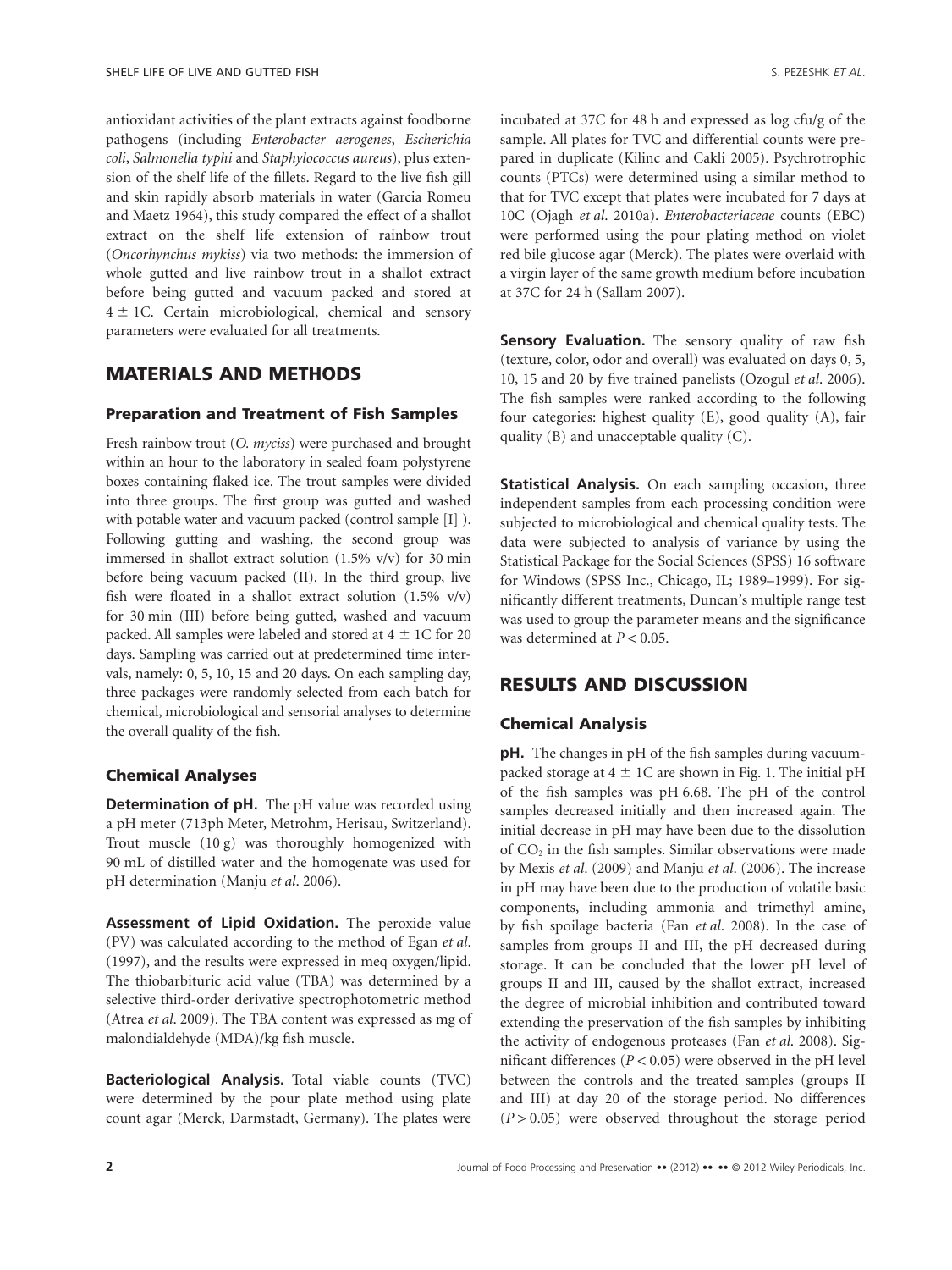antioxidant activities of the plant extracts against foodborne pathogens (including *Enterobacter aerogenes*, *Escherichia coli*, *Salmonella typhi* and *Staphylococcus aureus*), plus extension of the shelf life of the fillets. Regard to the live fish gill and skin rapidly absorb materials in water (Garcia Romeu and Maetz 1964), this study compared the effect of a shallot extract on the shelf life extension of rainbow trout (*Oncorhynchus mykiss*) via two methods: the immersion of whole gutted and live rainbow trout in a shallot extract before being gutted and vacuum packed and stored at 4 ± 1C. Certain microbiological, chemical and sensory parameters were evaluated for all treatments.

## MATERIALS AND METHODS

### Preparation and Treatment of Fish Samples

Fresh rainbow trout (*O. myciss*) were purchased and brought within an hour to the laboratory in sealed foam polystyrene boxes containing flaked ice. The trout samples were divided into three groups. The first group was gutted and washed with potable water and vacuum packed (control sample [I] ). Following gutting and washing, the second group was immersed in shallot extract solution (1.5% v/v) for 30 min before being vacuum packed (II). In the third group, live fish were floated in a shallot extract solution (1.5% v/v) for 30 min (III) before being gutted, washed and vacuum packed. All samples were labeled and stored at 4 ± 1C for 20 days. Sampling was carried out at predetermined time intervals, namely: 0, 5, 10, 15 and 20 days. On each sampling day, three packages were randomly selected from each batch for chemical, microbiological and sensorial analyses to determine the overall quality of the fish.

### Chemical Analyses

**Determination of pH.** The pH value was recorded using a pH meter (713ph Meter, Metrohm, Herisau, Switzerland). Trout muscle (10 g) was thoroughly homogenized with 90 mL of distilled water and the homogenate was used for pH determination (Manju *et al*. 2006).

**Assessment of Lipid Oxidation.** The peroxide value (PV) was calculated according to the method of Egan *et al*. (1997), and the results were expressed in meq oxygen/lipid. The thiobarbituric acid value (TBA) was determined by a selective third-order derivative spectrophotometric method (Atrea *et al*. 2009). The TBA content was expressed as mg of malondialdehyde (MDA)/kg fish muscle.

**Bacteriological Analysis.** Total viable counts (TVC) were determined by the pour plate method using plate count agar (Merck, Darmstadt, Germany). The plates were incubated at 37C for 48 h and expressed as log cfu/g of the sample. All plates for TVC and differential counts were prepared in duplicate (Kilinc and Cakli 2005). Psychrotrophic counts (PTCs) were determined using a similar method to that for TVC except that plates were incubated for 7 days at 10C (Ojagh *et al*. 2010a). *Enterobacteriaceae* counts (EBC) were performed using the pour plating method on violet red bile glucose agar (Merck). The plates were overlaid with a virgin layer of the same growth medium before incubation at 37C for 24 h (Sallam 2007).

**Sensory Evaluation.** The sensory quality of raw fish (texture, color, odor and overall) was evaluated on days 0, 5, 10, 15 and 20 by five trained panelists (Ozogul *et al*. 2006). The fish samples were ranked according to the following four categories: highest quality (E), good quality (A), fair quality (B) and unacceptable quality (C).

**Statistical Analysis.** On each sampling occasion, three independent samples from each processing condition were subjected to microbiological and chemical quality tests. The data were subjected to analysis of variance by using the Statistical Package for the Social Sciences (SPSS) 16 software for Windows (SPSS Inc., Chicago, IL; 1989–1999). For significantly different treatments, Duncan's multiple range test was used to group the parameter means and the significance was determined at $P < 0.05$.

## RESULTS AND DISCUSSION

### Chemical Analysis

**pH.** The changes in pH of the fish samples during vacuum-packed storage at 4 ± 1C are shown in Fig. 1. The initial pH of the fish samples was pH 6.68. The pH of the control samples decreased initially and then increased again. The initial decrease in pH may have been due to the dissolution of $CO_2$ in the fish samples. Similar observations were made by Mexis *et al*. (2009) and Manju *et al*. (2006). The increase in pH may have been due to the production of volatile basic components, including ammonia and trimethyl amine, by fish spoilage bacteria (Fan *et al*. 2008). In the case of samples from groups II and III, the pH decreased during storage. It can be concluded that the lower pH level of groups II and III, caused by the shallot extract, increased the degree of microbial inhibition and contributed toward extending the preservation of the fish samples by inhibiting the activity of endogenous proteases (Fan *et al*. 2008). Significant differences ($P < 0.05$) were observed in the pH level between the controls and the treated samples (groups II and III) at day 20 of the storage period. No differences ($P > 0.05$) were observed throughout the storage period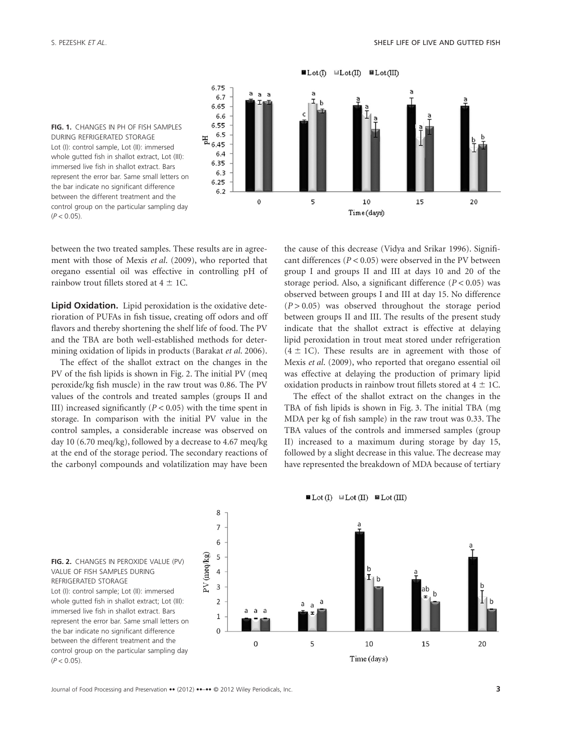**FIG. 1.** CHANGES IN PH OF FISH SAMPLES DURING REFRIGERATED STORAGE
Lot (I): control sample, Lot (II): immersed whole gutted fish in shallot extract, Lot (III): immersed live fish in shallot extract. Bars represent the error bar. Same small letters on the bar indicate no significant difference between the different treatment and the control group on the particular sampling day ($P < 0.05$).

■Lot(I) ■Lot(II) ■Lot(III)

pH

6.75
6.7
6.65
6.6
6.55
6.5
6.45
6.4
6.35
6.3
6.25
6.2

a a a
a b c
a a a
a a a
a b b

0 5 10 15 20

Time (days)

between the two treated samples. These results are in agreement with those of Mexis *et al.* (2009), who reported that oregano essential oil was effective in controlling pH of rainbow trout fillets stored at 4 ± 1C.

**Lipid Oxidation.** Lipid peroxidation is the oxidative deterioration of PUFAs in fish tissue, creating off odors and off flavors and thereby shortening the shelf life of food. The PV and the TBA are both well-established methods for determining oxidation of lipids in products (Barakat *et al.* 2006).

The effect of the shallot extract on the changes in the PV of the fish lipids is shown in Fig. 2. The initial PV (meq peroxide/kg fish muscle) in the raw trout was 0.86. The PV values of the controls and treated samples (groups II and III) increased significantly ($P < 0.05$) with the time spent in storage. In comparison with the initial PV value in the control samples, a considerable increase was observed on day 10 (6.70 meq/kg), followed by a decrease to 4.67 meq/kg at the end of the storage period. The secondary reactions of the carbonyl compounds and volatilization may have been the cause of this decrease (Vidya and Srikar 1996). Significant differences ($P < 0.05$) were observed in the PV between group I and groups II and III at days 10 and 20 of the storage period. Also, a significant difference ($P < 0.05$) was observed between groups I and III at day 15. No difference ($P > 0.05$) was observed throughout the storage period between groups II and III. The results of the present study indicate that the shallot extract is effective at delaying lipid peroxidation in trout meat stored under refrigeration (4 ± 1C). These results are in agreement with those of Mexis *et al.* (2009), who reported that oregano essential oil was effective at delaying the production of primary lipid oxidation products in rainbow trout fillets stored at 4 ± 1C.

The effect of the shallot extract on the changes in the TBA of fish lipids is shown in Fig. 3. The initial TBA (mg MDA per kg of fish sample) in the raw trout was 0.33. The TBA values of the controls and immersed samples (group II) increased to a maximum during storage by day 15, followed by a slight decrease in this value. The decrease may have represented the breakdown of MDA because of tertiary

**FIG. 2.** CHANGES IN PEROXIDE VALUE (PV) VALUE OF FISH SAMPLES DURING REFRIGERATED STORAGE
Lot (I): control sample; Lot (II): immersed whole gutted fish in shallot extract; Lot (III): immersed live fish in shallot extract. Bars represent the error bar. Same small letters on the bar indicate no significant difference between the different treatment and the control group on the particular sampling day ($P < 0.05$).

■Lot (I) ■Lot (II) ■Lot (III)

PV (meq/kg)

8
7
6
5
4
3
2
1
0

a a a
a a a
a b b
a ab b
a b b

0 5 10 15 20

Time (days)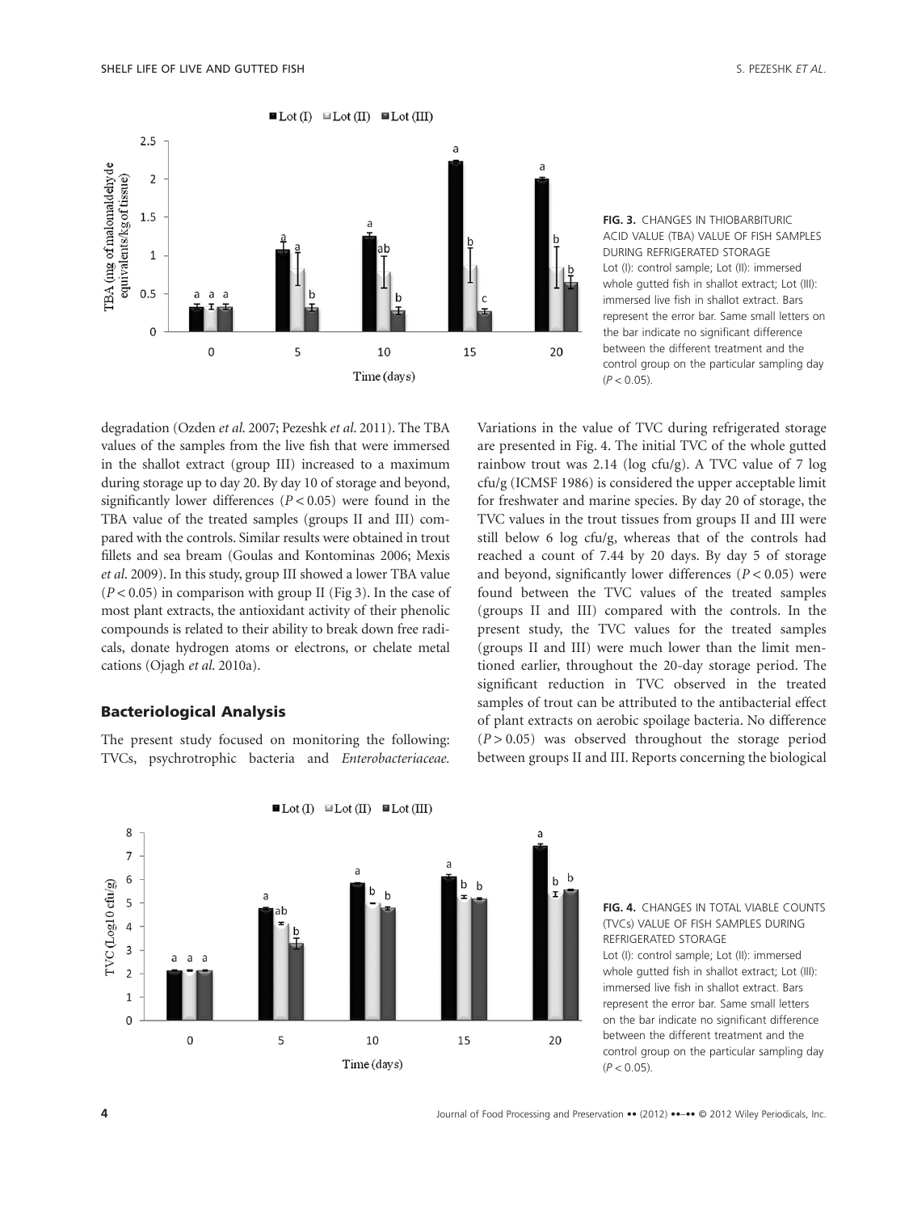■ Lot (I) ■ Lot (II) ■ Lot (III)

TBA (mg of malonaldehyde equivalents/kg of tissue)

2.5
2
1.5
1
0.5
0

0 5 10 15 20

Time (days)

a a a a a b a ab b a b c a b b

**FIG. 3.** CHANGES IN THIOBARBITURIC ACID VALUE (TBA) VALUE OF FISH SAMPLES DURING REFRIGERATED STORAGE
Lot (I): control sample; Lot (II): immersed whole gutted fish in shallot extract; Lot (III): immersed live fish in shallot extract. Bars represent the error bar. Same small letters on the bar indicate no significant difference between the different treatment and the control group on the particular sampling day ($P < 0.05$).

degradation (Ozden *et al.* 2007; Pezeshk *et al.* 2011). The TBA values of the samples from the live fish that were immersed in the shallot extract (group III) increased to a maximum during storage up to day 20. By day 10 of storage and beyond, significantly lower differences ($P < 0.05$) were found in the TBA value of the treated samples (groups II and III) compared with the controls. Similar results were obtained in trout fillets and sea bream (Goulas and Kontominas 2006; Mexis *et al.* 2009). In this study, group III showed a lower TBA value ($P < 0.05$) in comparison with group II (Fig 3). In the case of most plant extracts, the antioxidant activity of their phenolic compounds is related to their ability to break down free radicals, donate hydrogen atoms or electrons, or chelate metal cations (Ojagh *et al.* 2010a).

### Bacteriological Analysis

The present study focused on monitoring the following: TVCs, psychrotrophic bacteria and *Enterobacteriaceae.* Variations in the value of TVC during refrigerated storage are presented in Fig. 4. The initial TVC of the whole gutted rainbow trout was 2.14 (log cfu/g). A TVC value of 7 log cfu/g (ICMSF 1986) is considered the upper acceptable limit for freshwater and marine species. By day 20 of storage, the TVC values in the trout tissues from groups II and III were still below 6 log cfu/g, whereas that of the controls had reached a count of 7.44 by 20 days. By day 5 of storage and beyond, significantly lower differences ($P < 0.05$) were found between the TVC values of the treated samples (groups II and III) compared with the controls. In the present study, the TVC values for the treated samples (groups II and III) were much lower than the limit mentioned earlier, throughout the 20-day storage period. The significant reduction in TVC observed in the treated samples of trout can be attributed to the antibacterial effect of plant extracts on aerobic spoilage bacteria. No difference ($P > 0.05$) was observed throughout the storage period between groups II and III. Reports concerning the biological

■ Lot (I) ■ Lot (II) ■ Lot (III)

TVC (Log10 cfu/g)

8
7
6
5
4
3
2
1
0

0 5 10 15 20

Time (days)

a a a a ab b a b b a b b a b b

**FIG. 4.** CHANGES IN TOTAL VIABLE COUNTS (TVCs) VALUE OF FISH SAMPLES DURING REFRIGERATED STORAGE
Lot (I): control sample; Lot (II): immersed whole gutted fish in shallot extract; Lot (III): immersed live fish in shallot extract. Bars represent the error bar. Same small letters on the bar indicate no significant difference between the different treatment and the control group on the particular sampling day ($P < 0.05$).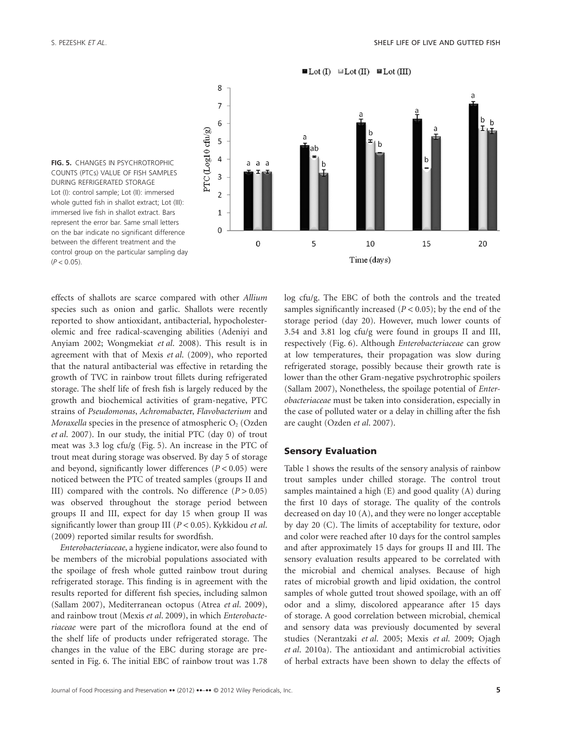■ Lot (I) ■ Lot (II) ■ Lot (III)

PTC (Log10 cfu/g)

8
7
6
5
4
3
2
1
0

0 5 10 15 20

Time (days)

a a a

a ab b

a b b

a b a

a b b

**FIG. 5.** CHANGES IN PSYCHROTROPHIC COUNTS (PTCs) VALUE OF FISH SAMPLES DURING REFRIGERATED STORAGE
Lot (I): control sample; Lot (II): immersed whole gutted fish in shallot extract; Lot (III): immersed live fish in shallot extract. Bars represent the error bar. Same small letters on the bar indicate no significant difference between the different treatment and the control group on the particular sampling day ($P < 0.05$).

effects of shallots are scarce compared with other *Allium* species such as onion and garlic. Shallots were recently reported to show antioxidant, antibacterial, hypocholesterolemic and free radical-scavenging abilities (Adeniyi and Anyiam 2002; Wongmekiat *et al*. 2008). This result is in agreement with that of Mexis *et al*. (2009), who reported that the natural antibacterial was effective in retarding the growth of TVC in rainbow trout fillets during refrigerated storage. The shelf life of fresh fish is largely reduced by the growth and biochemical activities of gram-negative, PTC strains of *Pseudomonas*, *Achromobacte*r, *Flavobacterium* and *Moraxella* species in the presence of atmospheric $O_2$ (Ozden *et al*. 2007). In our study, the initial PTC (day 0) of trout meat was 3.3 log cfu/g (Fig. 5). An increase in the PTC of trout meat during storage was observed. By day 5 of storage and beyond, significantly lower differences ($P < 0.05$) were noticed between the PTC of treated samples (groups II and III) compared with the controls. No difference ($P > 0.05$) was observed throughout the storage period between groups II and III, expect for day 15 when group II was significantly lower than group III ($P < 0.05$). Kykkidou *et al*. (2009) reported similar results for swordfish.

*Enterobacteriaceae*, a hygiene indicator, were also found to be members of the microbial populations associated with the spoilage of fresh whole gutted rainbow trout during refrigerated storage. This finding is in agreement with the results reported for different fish species, including salmon (Sallam 2007), Mediterranean octopus (Atrea *et al*. 2009), and rainbow trout (Mexis *et al*. 2009), in which *Enterobacteriaceae* were part of the microflora found at the end of the shelf life of products under refrigerated storage. The changes in the value of the EBC during storage are presented in Fig. 6. The initial EBC of rainbow trout was 1.78 log cfu/g. The EBC of both the controls and the treated samples significantly increased ($P < 0.05$); by the end of the storage period (day 20). However, much lower counts of 3.54 and 3.81 log cfu/g were found in groups II and III, respectively (Fig. 6). Although *Enterobacteriaceae* can grow at low temperatures, their propagation was slow during refrigerated storage, possibly because their growth rate is lower than the other Gram-negative psychrotrophic spoilers (Sallam 2007), Nonetheless, the spoilage potential of *Enterobacteriaceae* must be taken into consideration, especially in the case of polluted water or a delay in chilling after the fish are caught (Ozden *et al*. 2007).

## Sensory Evaluation

Table 1 shows the results of the sensory analysis of rainbow trout samples under chilled storage. The control trout samples maintained a high (E) and good quality (A) during the first 10 days of storage. The quality of the controls decreased on day 10 (A), and they were no longer acceptable by day 20 (C). The limits of acceptability for texture, odor and color were reached after 10 days for the control samples and after approximately 15 days for groups II and III. The sensory evaluation results appeared to be correlated with the microbial and chemical analyses. Because of high rates of microbial growth and lipid oxidation, the control samples of whole gutted trout showed spoilage, with an off odor and a slimy, discolored appearance after 15 days of storage. A good correlation between microbial, chemical and sensory data was previously documented by several studies (Nerantzaki *et al*. 2005; Mexis *et al*. 2009; Ojagh *et al*. 2010a). The antioxidant and antimicrobial activities of herbal extracts have been shown to delay the effects of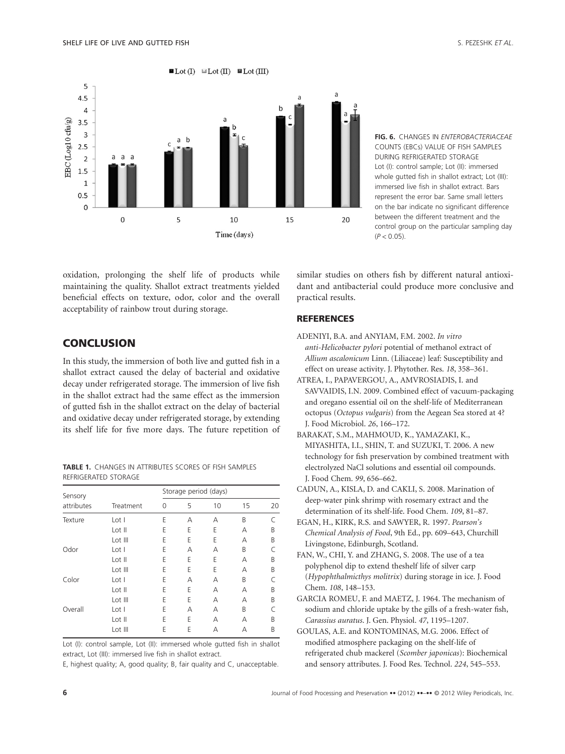■ Lot (I) ■ Lot (II) ■ Lot (III)

EBC (Log10 cfu/g)

5
4.5
4
3.5
3
2.5
2
1.5
1
0.5
0

0 5 10 15 20

Time (days)

a a a
c a b
a b c
b c a
a a a

**FIG. 6.** CHANGES IN *ENTEROBACTERIACEAE* COUNTS (EBCs) VALUE OF FISH SAMPLES DURING REFRIGERATED STORAGE
Lot (I): control sample; Lot (II): immersed whole gutted fish in shallot extract; Lot (III): immersed live fish in shallot extract. Bars represent the error bar. Same small letters on the bar indicate no significant difference between the different treatment and the control group on the particular sampling day ($P < 0.05$).

oxidation, prolonging the shelf life of products while maintaining the quality. Shallot extract treatments yielded beneficial effects on texture, odor, color and the overall acceptability of rainbow trout during storage.

## CONCLUSION

In this study, the immersion of both live and gutted fish in a shallot extract caused the delay of bacterial and oxidative decay under refrigerated storage. The immersion of live fish in the shallot extract had the same effect as the immersion of gutted fish in the shallot extract on the delay of bacterial and oxidative decay under refrigerated storage, by extending its shelf life for five more days. The future repetition of similar studies on others fish by different natural antioxidant and antibacterial could produce more conclusive and practical results.

**TABLE 1.** CHANGES IN ATTRIBUTES SCORES OF FISH SAMPLES REFRIGERATED STORAGE

| Sensory attributes | Treatment | Storage period (days) | | | | |
|---|---|---|---|---|---|---|
| | | 0 | 5 | 10 | 15 | 20 |
| Texture | Lot I | E | A | A | B | C |
| | Lot II | E | E | E | A | B |
| | Lot III | E | E | E | A | B |
| Odor | Lot I | E | A | A | B | C |
| | Lot II | E | E | E | A | B |
| | Lot III | E | E | E | A | B |
| Color | Lot I | E | A | A | B | C |
| | Lot II | E | E | A | A | B |
| | Lot III | E | E | A | A | B |
| Overall | Lot I | E | A | A | B | C |
| | Lot II | E | E | A | A | B |
| | Lot III | E | E | A | A | B |

Lot (I): control sample, Lot (II): immersed whole gutted fish in shallot extract, Lot (III): immersed live fish in shallot extract.
E, highest quality; A, good quality; B, fair quality and C, unacceptable.

## REFERENCES

ADENIYI, B.A. and ANYIAM, F.M. 2002. *In vitro anti-Helicobacter pylori* potential of methanol extract of *Allium ascalonicum* Linn. (Liliaceae) leaf: Susceptibility and effect on urease activity. J. Phytother. Res. *18*, 358–361.

ATREA, I., PAPAVERGOU, A., AMVROSIADIS, I. and SAVVAIDIS, I.N. 2009. Combined effect of vacuum-packaging and oregano essential oil on the shelf-life of Mediterranean octopus (*Octopus vulgaris*) from the Aegean Sea stored at 4? J. Food Microbiol. *26*, 166–172.

BARAKAT, S.M., MAHMOUD, K., YAMAZAKI, K., MIYASHITA, I.I., SHIN, T. and SUZUKI, T. 2006. A new technology for fish preservation by combined treatment with electrolyzed NaCl solutions and essential oil compounds. J. Food Chem. *99*, 656–662.

CADUN, A., KISLA, D. and CAKLI, S. 2008. Marination of deep-water pink shrimp with rosemary extract and the determination of its shelf-life. Food Chem. *109*, 81–87.

EGAN, H., KIRK, R.S. and SAWYER, R. 1997. *Pearson's Chemical Analysis of Food*, 9th Ed., pp. 609–643, Churchill Livingstone, Edinburgh, Scotland.

FAN, W., CHI, Y. and ZHANG, S. 2008. The use of a tea polyphenol dip to extend theshelf life of silver carp (*Hypophthalmicthys molitrix*) during storage in ice. J. Food Chem. *108*, 148–153.

GARCIA ROMEU, F. and MAETZ, J. 1964. The mechanism of sodium and chloride uptake by the gills of a fresh-water fish, *Carassius auratus*. J. Gen. Physiol. *47*, 1195–1207.

GOULAS, A.E. and KONTOMINAS, M.G. 2006. Effect of modified atmosphere packaging on the shelf-life of refrigerated chub mackerel (*Scomber japonicas*): Biochemical and sensory attributes. J. Food Res. Technol. *224*, 545–553.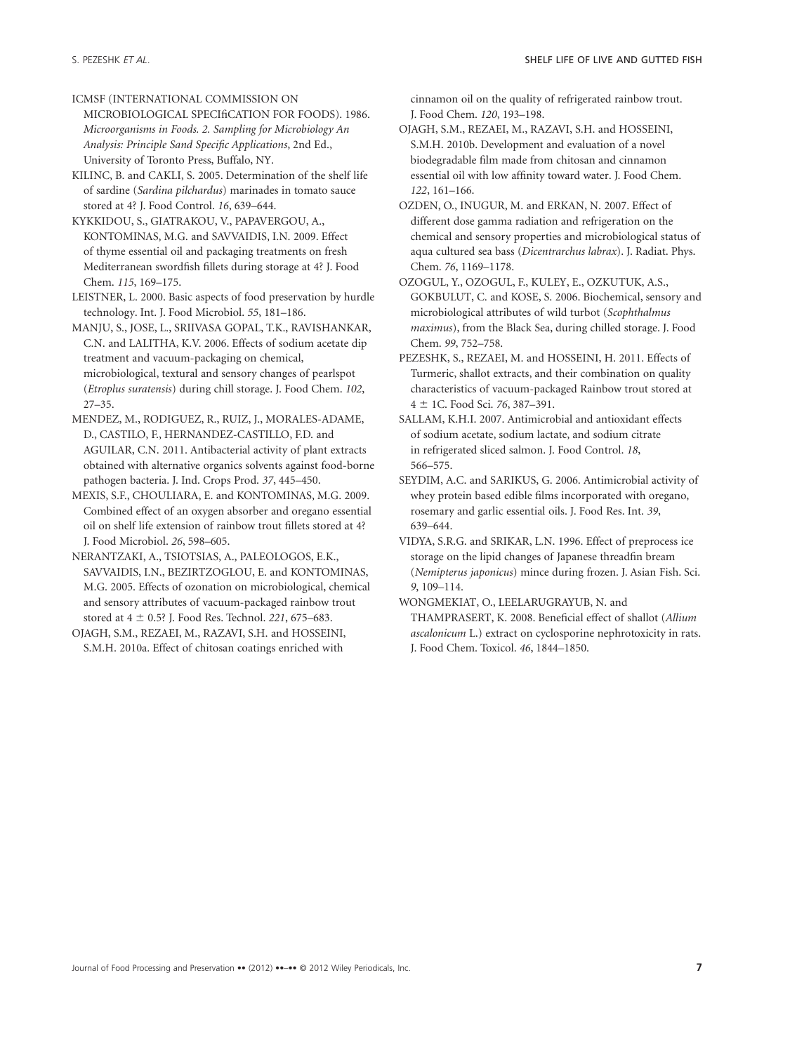ICMSF (INTERNATIONAL COMMISSION ON MICROBIOLOGICAL SPECIfiCATION FOR FOODS). 1986. *Microorganisms in Foods. 2. Sampling for Microbiology An Analysis: Principle Sand Specific Applications*, 2nd Ed., University of Toronto Press, Buffalo, NY.

KILINC, B. and CAKLI, S. 2005. Determination of the shelf life of sardine (*Sardina pilchardus*) marinades in tomato sauce stored at 4? J. Food Control. *16*, 639–644.

KYKKIDOU, S., GIATRAKOU, V., PAPAVERGOU, A., KONTOMINAS, M.G. and SAVVAIDIS, I.N. 2009. Effect of thyme essential oil and packaging treatments on fresh Mediterranean swordfish fillets during storage at 4? J. Food Chem. *115*, 169–175.

LEISTNER, L. 2000. Basic aspects of food preservation by hurdle technology. Int. J. Food Microbiol. *55*, 181–186.

MANJU, S., JOSE, L., SRIIVASA GOPAL, T.K., RAVISHANKAR, C.N. and LALITHA, K.V. 2006. Effects of sodium acetate dip treatment and vacuum-packaging on chemical, microbiological, textural and sensory changes of pearlspot (*Etroplus suratensis*) during chill storage. J. Food Chem. *102*, 27–35.

MENDEZ, M., RODIGUEZ, R., RUIZ, J., MORALES-ADAME, D., CASTILO, F., HERNANDEZ-CASTILLO, F.D. and AGUILAR, C.N. 2011. Antibacterial activity of plant extracts obtained with alternative organics solvents against food-borne pathogen bacteria. J. Ind. Crops Prod. *37*, 445–450.

MEXIS, S.F., CHOULIARA, E. and KONTOMINAS, M.G. 2009. Combined effect of an oxygen absorber and oregano essential oil on shelf life extension of rainbow trout fillets stored at 4? J. Food Microbiol. *26*, 598–605.

NERANTZAKI, A., TSIOTSIAS, A., PALEOLOGOS, E.K., SAVVAIDIS, I.N., BEZIRTZOGLOU, E. and KONTOMINAS, M.G. 2005. Effects of ozonation on microbiological, chemical and sensory attributes of vacuum-packaged rainbow trout stored at $4 \pm 0.5$? J. Food Res. Technol. *221*, 675–683.

OJAGH, S.M., REZAEI, M., RAZAVI, S.H. and HOSSEINI, S.M.H. 2010a. Effect of chitosan coatings enriched with cinnamon oil on the quality of refrigerated rainbow trout. J. Food Chem. *120*, 193–198.

OJAGH, S.M., REZAEI, M., RAZAVI, S.H. and HOSSEINI, S.M.H. 2010b. Development and evaluation of a novel biodegradable film made from chitosan and cinnamon essential oil with low affinity toward water. J. Food Chem. *122*, 161–166.

OZDEN, O., INUGUR, M. and ERKAN, N. 2007. Effect of different dose gamma radiation and refrigeration on the chemical and sensory properties and microbiological status of aqua cultured sea bass (*Dicentrarchus labrax*). J. Radiat. Phys. Chem. *76*, 1169–1178.

OZOGUL, Y., OZOGUL, F., KULEY, E., OZKUTUK, A.S., GOKBULUT, C. and KOSE, S. 2006. Biochemical, sensory and microbiological attributes of wild turbot (*Scophthalmus maximus*), from the Black Sea, during chilled storage. J. Food Chem. *99*, 752–758.

PEZESHK, S., REZAEI, M. and HOSSEINI, H. 2011. Effects of Turmeric, shallot extracts, and their combination on quality characteristics of vacuum-packaged Rainbow trout stored at $4 \pm 1$C. Food Sci. *76*, 387–391.

SALLAM, K.H.I. 2007. Antimicrobial and antioxidant effects of sodium acetate, sodium lactate, and sodium citrate in refrigerated sliced salmon. J. Food Control. *18*, 566–575.

SEYDIM, A.C. and SARIKUS, G. 2006. Antimicrobial activity of whey protein based edible films incorporated with oregano, rosemary and garlic essential oils. J. Food Res. Int. *39*, 639–644.

VIDYA, S.R.G. and SRIKAR, L.N. 1996. Effect of preprocess ice storage on the lipid changes of Japanese threadfin bream (*Nemipterus japonicus*) mince during frozen. J. Asian Fish. Sci. *9*, 109–114.

WONGMEKIAT, O., LEELARUGRAYUB, N. and THAMPRASERT, K. 2008. Beneficial effect of shallot (*Allium ascalonicum* L.) extract on cyclosporine nephrotoxicity in rats. J. Food Chem. Toxicol. *46*, 1844–1850.